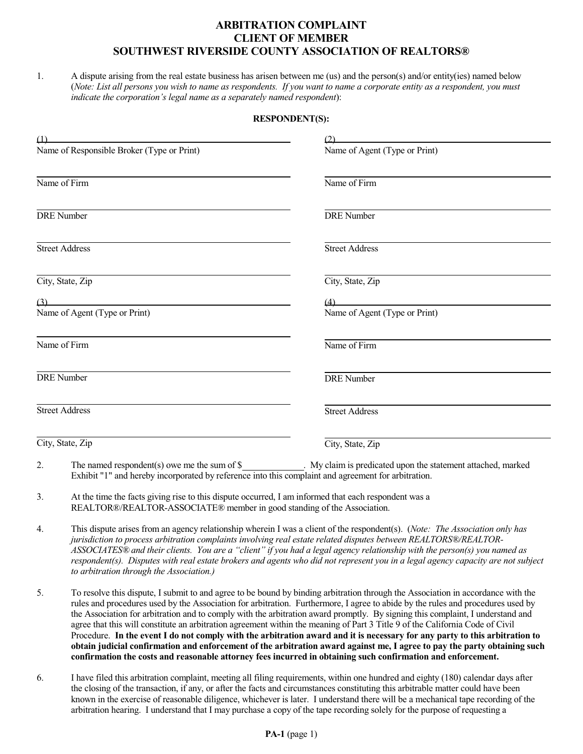# ARBITRATION COMPLAINT
# CLIENT OF MEMBER
# SOUTHWEST RIVERSIDE COUNTY ASSOCIATION OF REALTORS®

1. A dispute arising from the real estate business has arisen between me (us) and the person(s) and/or entity(ies) named below (*Note: List all persons you wish to name as respondents. If you want to name a corporate entity as a respondent, you must indicate the corporation's legal name as a separately named respondent*):

**RESPONDENT(S):**

(1) ______________________________
Name of Responsible Broker (Type or Print)

______________________________
Name of Firm

______________________________
DRE Number

______________________________
Street Address

______________________________
City, State, Zip

(2) ______________________________
Name of Agent (Type or Print)

______________________________
Name of Firm

______________________________
DRE Number

______________________________
Street Address

______________________________
City, State, Zip

(3) ______________________________
Name of Agent (Type or Print)

______________________________
Name of Firm

______________________________
DRE Number

______________________________
Street Address

______________________________
City, State, Zip

(4) ______________________________
Name of Agent (Type or Print)

______________________________
Name of Firm

______________________________
DRE Number

______________________________
Street Address

______________________________
City, State, Zip

2. The named respondent(s) owe me the sum of $____________. My claim is predicated upon the statement attached, marked Exhibit "1" and hereby incorporated by reference into this complaint and agreement for arbitration.

3. At the time the facts giving rise to this dispute occurred, I am informed that each respondent was a REALTOR®/REALTOR-ASSOCIATE® member in good standing of the Association.

4. This dispute arises from an agency relationship wherein I was a client of the respondent(s). (*Note: The Association only has jurisdiction to process arbitration complaints involving real estate related disputes between REALTORS®/REALTOR-ASSOCIATES® and their clients. You are a "client" if you had a legal agency relationship with the person(s) you named as respondent(s). Disputes with real estate brokers and agents who did not represent you in a legal agency capacity are not subject to arbitration through the Association.*)

5. To resolve this dispute, I submit to and agree to be bound by binding arbitration through the Association in accordance with the rules and procedures used by the Association for arbitration. Furthermore, I agree to abide by the rules and procedures used by the Association for arbitration and to comply with the arbitration award promptly. By signing this complaint, I understand and agree that this will constitute an arbitration agreement within the meaning of Part 3 Title 9 of the California Code of Civil Procedure. **In the event I do not comply with the arbitration award and it is necessary for any party to this arbitration to obtain judicial confirmation and enforcement of the arbitration award against me, I agree to pay the party obtaining such confirmation the costs and reasonable attorney fees incurred in obtaining such confirmation and enforcement.**

6. I have filed this arbitration complaint, meeting all filing requirements, within one hundred and eighty (180) calendar days after the closing of the transaction, if any, or after the facts and circumstances constituting this arbitrable matter could have been known in the exercise of reasonable diligence, whichever is later. I understand there will be a mechanical tape recording of the arbitration hearing. I understand that I may purchase a copy of the tape recording solely for the purpose of requesting a

**PA-1** (page 1)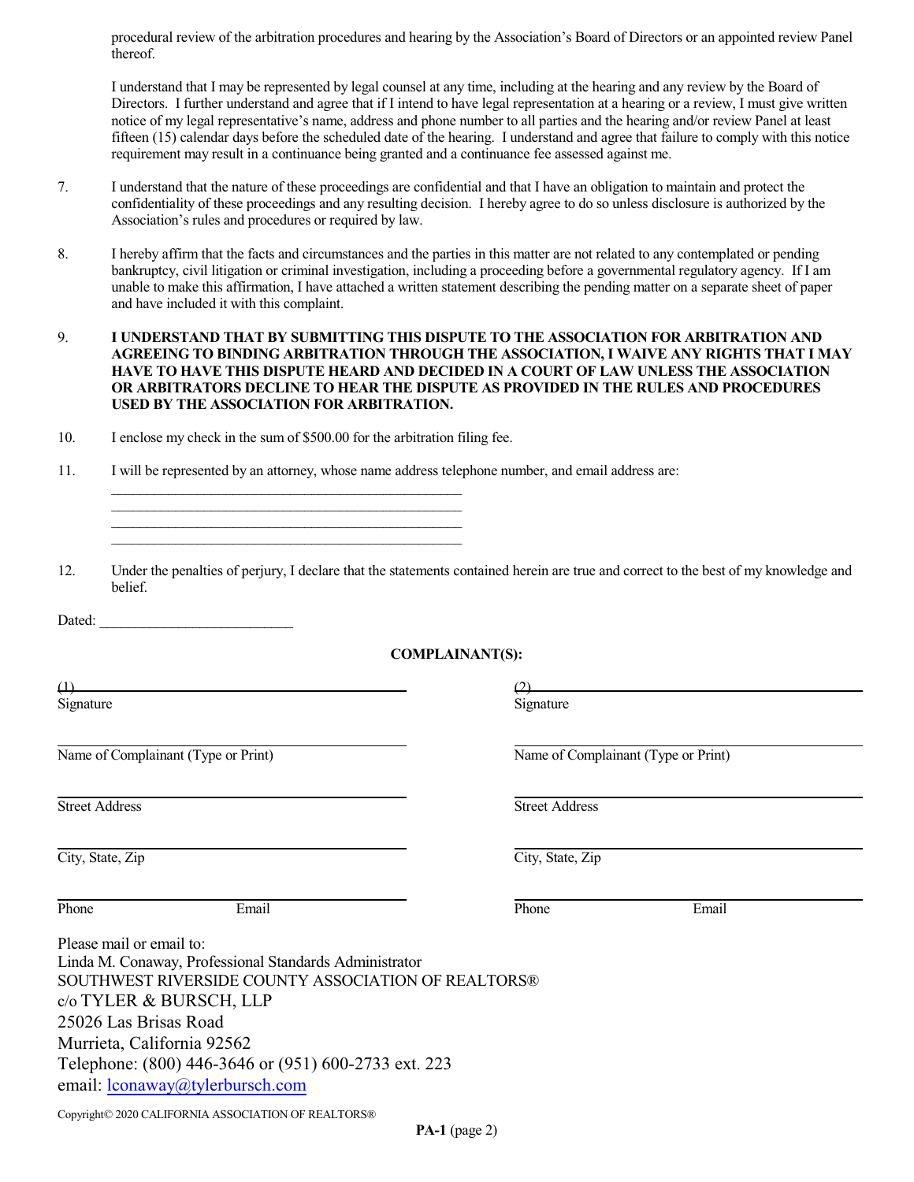procedural review of the arbitration procedures and hearing by the Association's Board of Directors or an appointed review Panel thereof.

I understand that I may be represented by legal counsel at any time, including at the hearing and any review by the Board of Directors. I further understand and agree that if I intend to have legal representation at a hearing or a review, I must give written notice of my legal representative's name, address and phone number to all parties and the hearing and/or review Panel at least fifteen (15) calendar days before the scheduled date of the hearing. I understand and agree that failure to comply with this notice requirement may result in a continuance being granted and a continuance fee assessed against me.

7. I understand that the nature of these proceedings are confidential and that I have an obligation to maintain and protect the confidentiality of these proceedings and any resulting decision. I hereby agree to do so unless disclosure is authorized by the Association's rules and procedures or required by law.

8. I hereby affirm that the facts and circumstances and the parties in this matter are not related to any contemplated or pending bankruptcy, civil litigation or criminal investigation, including a proceeding before a governmental regulatory agency. If I am unable to make this affirmation, I have attached a written statement describing the pending matter on a separate sheet of paper and have included it with this complaint.

9. **I UNDERSTAND THAT BY SUBMITTING THIS DISPUTE TO THE ASSOCIATION FOR ARBITRATION AND AGREEING TO BINDING ARBITRATION THROUGH THE ASSOCIATION, I WAIVE ANY RIGHTS THAT I MAY HAVE TO HAVE THIS DISPUTE HEARD AND DECIDED IN A COURT OF LAW UNLESS THE ASSOCIATION OR ARBITRATORS DECLINE TO HEAR THE DISPUTE AS PROVIDED IN THE RULES AND PROCEDURES USED BY THE ASSOCIATION FOR ARBITRATION.**

10. I enclose my check in the sum of $500.00 for the arbitration filing fee.

11. I will be represented by an attorney, whose name address telephone number, and email address are:

    \_\_\_\_\_\_\_\_\_\_\_\_\_\_\_\_\_\_\_\_\_\_\_\_\_\_\_\_\_\_\_\_\_\_\_\_\_\_\_\_\_\_\_\_\_\_\_\_
    \_\_\_\_\_\_\_\_\_\_\_\_\_\_\_\_\_\_\_\_\_\_\_\_\_\_\_\_\_\_\_\_\_\_\_\_\_\_\_\_\_\_\_\_\_\_\_\_
    \_\_\_\_\_\_\_\_\_\_\_\_\_\_\_\_\_\_\_\_\_\_\_\_\_\_\_\_\_\_\_\_\_\_\_\_\_\_\_\_\_\_\_\_\_\_\_\_
    \_\_\_\_\_\_\_\_\_\_\_\_\_\_\_\_\_\_\_\_\_\_\_\_\_\_\_\_\_\_\_\_\_\_\_\_\_\_\_\_\_\_\_\_\_\_\_\_

12. Under the penalties of perjury, I declare that the statements contained herein are true and correct to the best of my knowledge and belief.

Dated: \_\_\_\_\_\_\_\_\_\_\_\_\_\_\_\_\_\_\_\_\_\_\_\_\_\_\_

**COMPLAINANT(S):**

| | |
|---|---|
| (1) \_\_\_\_\_\_\_\_\_\_\_\_\_\_\_\_\_\_\_\_ Signature | (2) \_\_\_\_\_\_\_\_\_\_\_\_\_\_\_\_\_\_\_\_ Signature |
| Name of Complainant (Type or Print) | Name of Complainant (Type or Print) |
| Street Address | Street Address |
| City, State, Zip | City, State, Zip |
| Phone Email | Phone Email |

Please mail or email to:
Linda M. Conaway, Professional Standards Administrator
SOUTHWEST RIVERSIDE COUNTY ASSOCIATION OF REALTORS®
c/o TYLER & BURSCH, LLP
25026 Las Brisas Road
Murrieta, California 92562
Telephone: (800) 446-3646 or (951) 600-2733 ext. 223
email: lconaway@tylerbursch.com

Copyright© 2020 CALIFORNIA ASSOCIATION OF REALTORS®

**PA-1** (page 2)